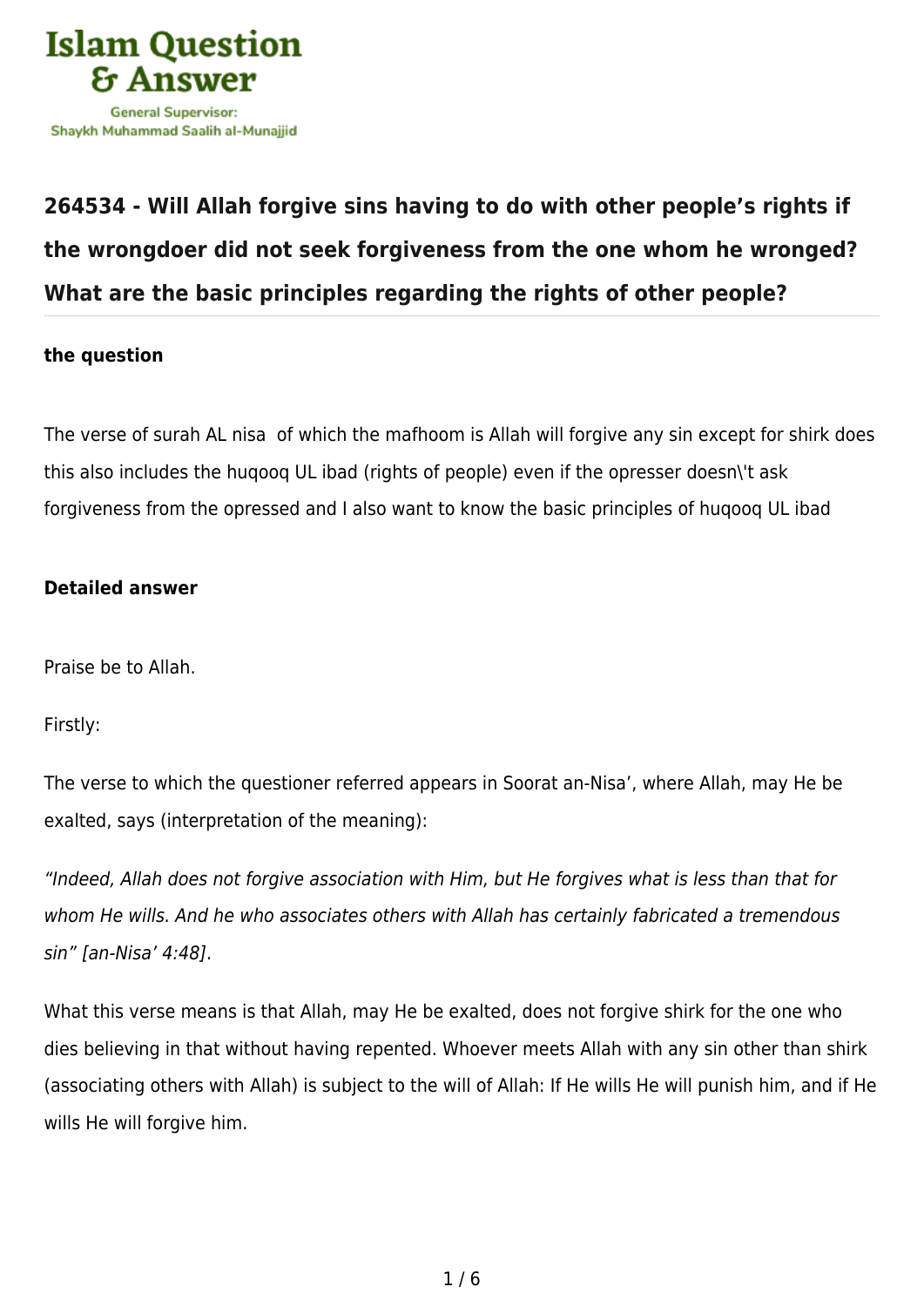# 264534 - Will Allah forgive sins having to do with other people's rights if the wrongdoer did not seek forgiveness from the one whom he wronged? What are the basic principles regarding the rights of other people?

## the question

The verse of surah AL nisa of which the mafhoom is Allah will forgive any sin except for shirk does this also includes the huqooq UL ibad (rights of people) even if the opresser doesn\'t ask forgiveness from the opressed and I also want to know the basic principles of huqooq UL ibad

## Detailed answer

Praise be to Allah.

Firstly:

The verse to which the questioner referred appears in Soorat an-Nisa', where Allah, may He be exalted, says (interpretation of the meaning):

*"Indeed, Allah does not forgive association with Him, but He forgives what is less than that for whom He wills. And he who associates others with Allah has certainly fabricated a tremendous sin" [an-Nisa' 4:48].*

What this verse means is that Allah, may He be exalted, does not forgive shirk for the one who dies believing in that without having repented. Whoever meets Allah with any sin other than shirk (associating others with Allah) is subject to the will of Allah: If He wills He will punish him, and if He wills He will forgive him.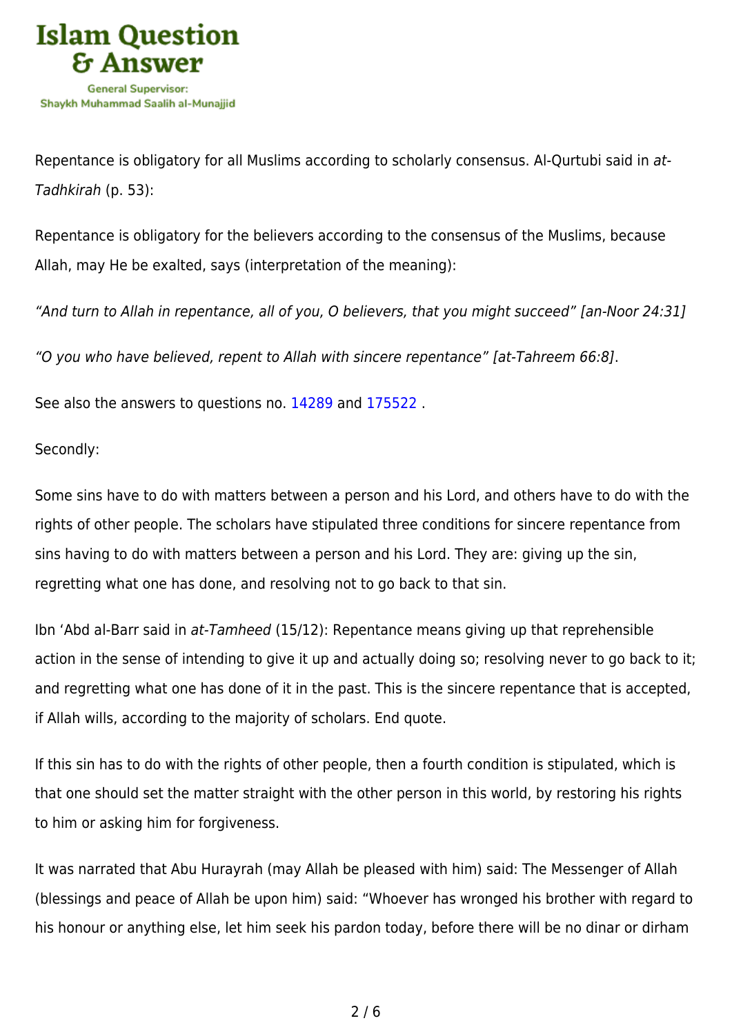Repentance is obligatory for all Muslims according to scholarly consensus. Al-Qurtubi said in *at-Tadhkirah* (p. 53):

Repentance is obligatory for the believers according to the consensus of the Muslims, because Allah, may He be exalted, says (interpretation of the meaning):

*"And turn to Allah in repentance, all of you, O believers, that you might succeed" [an-Noor 24:31]*

*"O you who have believed, repent to Allah with sincere repentance" [at-Tahreem 66:8]*.

See also the answers to questions no. 14289 and 175522 .

Secondly:

Some sins have to do with matters between a person and his Lord, and others have to do with the rights of other people. The scholars have stipulated three conditions for sincere repentance from sins having to do with matters between a person and his Lord. They are: giving up the sin, regretting what one has done, and resolving not to go back to that sin.

Ibn 'Abd al-Barr said in *at-Tamheed* (15/12): Repentance means giving up that reprehensible action in the sense of intending to give it up and actually doing so; resolving never to go back to it; and regretting what one has done of it in the past. This is the sincere repentance that is accepted, if Allah wills, according to the majority of scholars. End quote.

If this sin has to do with the rights of other people, then a fourth condition is stipulated, which is that one should set the matter straight with the other person in this world, by restoring his rights to him or asking him for forgiveness.

It was narrated that Abu Hurayrah (may Allah be pleased with him) said: The Messenger of Allah (blessings and peace of Allah be upon him) said: "Whoever has wronged his brother with regard to his honour or anything else, let him seek his pardon today, before there will be no dinar or dirham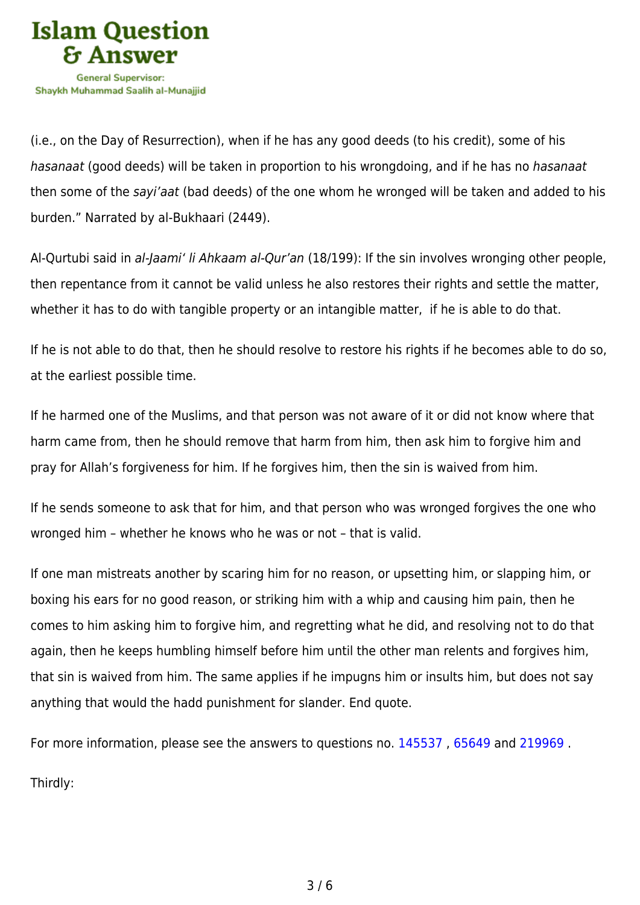(i.e., on the Day of Resurrection), when if he has any good deeds (to his credit), some of his *hasanaat* (good deeds) will be taken in proportion to his wrongdoing, and if he has no *hasanaat* then some of the *sayi'aat* (bad deeds) of the one whom he wronged will be taken and added to his burden." Narrated by al-Bukhaari (2449).

Al-Qurtubi said in *al-Jaami' li Ahkaam al-Qur'an* (18/199): If the sin involves wronging other people, then repentance from it cannot be valid unless he also restores their rights and settle the matter, whether it has to do with tangible property or an intangible matter, if he is able to do that.

If he is not able to do that, then he should resolve to restore his rights if he becomes able to do so, at the earliest possible time.

If he harmed one of the Muslims, and that person was not aware of it or did not know where that harm came from, then he should remove that harm from him, then ask him to forgive him and pray for Allah's forgiveness for him. If he forgives him, then the sin is waived from him.

If he sends someone to ask that for him, and that person who was wronged forgives the one who wronged him – whether he knows who he was or not – that is valid.

If one man mistreats another by scaring him for no reason, or upsetting him, or slapping him, or boxing his ears for no good reason, or striking him with a whip and causing him pain, then he comes to him asking him to forgive him, and regretting what he did, and resolving not to do that again, then he keeps humbling himself before him until the other man relents and forgives him, that sin is waived from him. The same applies if he impugns him or insults him, but does not say anything that would the hadd punishment for slander. End quote.

For more information, please see the answers to questions no. 145537 , 65649 and 219969 .

Thirdly: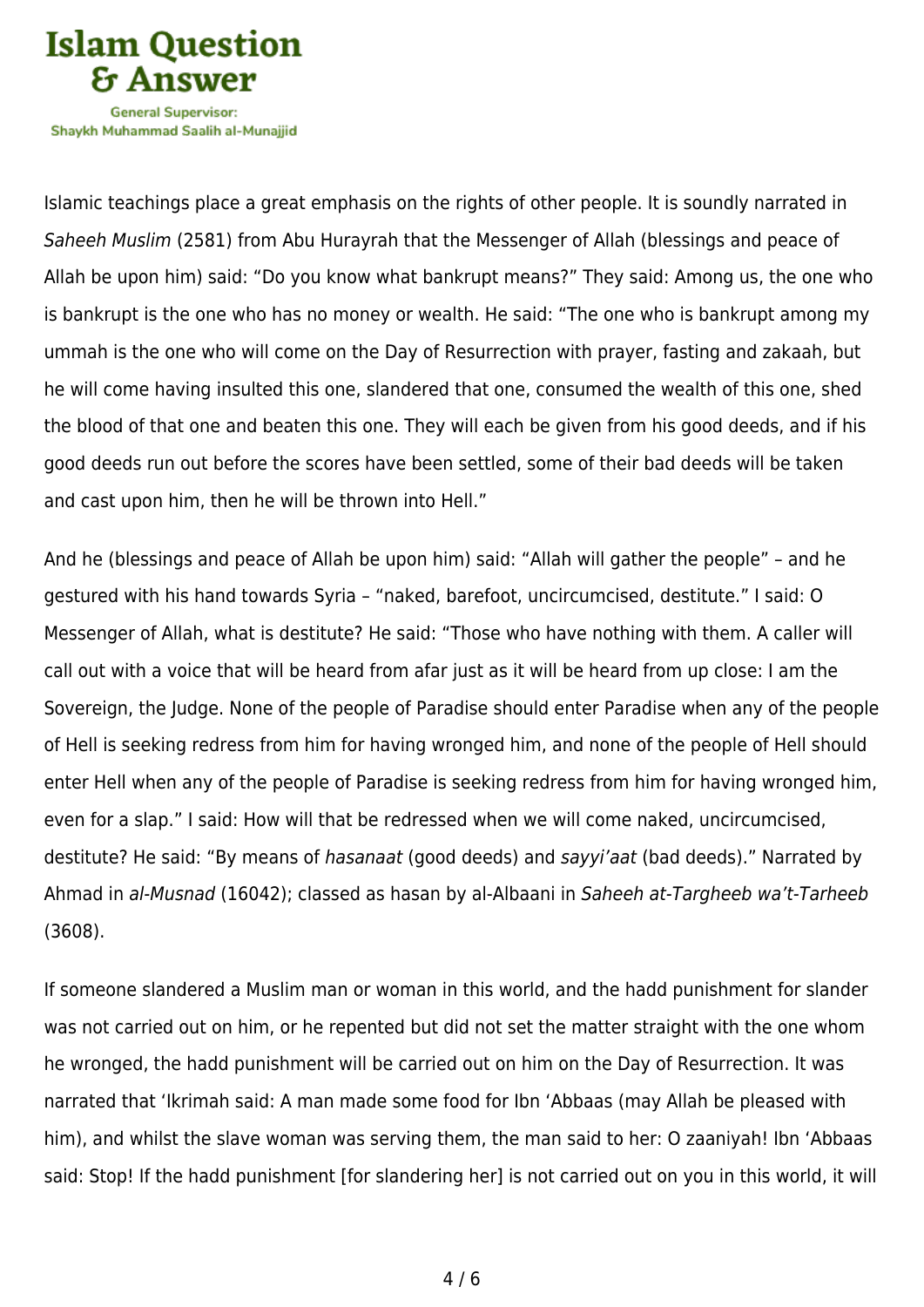Islamic teachings place a great emphasis on the rights of other people. It is soundly narrated in *Saheeh Muslim* (2581) from Abu Hurayrah that the Messenger of Allah (blessings and peace of Allah be upon him) said: "Do you know what bankrupt means?" They said: Among us, the one who is bankrupt is the one who has no money or wealth. He said: "The one who is bankrupt among my ummah is the one who will come on the Day of Resurrection with prayer, fasting and zakaah, but he will come having insulted this one, slandered that one, consumed the wealth of this one, shed the blood of that one and beaten this one. They will each be given from his good deeds, and if his good deeds run out before the scores have been settled, some of their bad deeds will be taken and cast upon him, then he will be thrown into Hell."

And he (blessings and peace of Allah be upon him) said: "Allah will gather the people" – and he gestured with his hand towards Syria – "naked, barefoot, uncircumcised, destitute." I said: O Messenger of Allah, what is destitute? He said: "Those who have nothing with them. A caller will call out with a voice that will be heard from afar just as it will be heard from up close: I am the Sovereign, the Judge. None of the people of Paradise should enter Paradise when any of the people of Hell is seeking redress from him for having wronged him, and none of the people of Hell should enter Hell when any of the people of Paradise is seeking redress from him for having wronged him, even for a slap." I said: How will that be redressed when we will come naked, uncircumcised, destitute? He said: "By means of *hasanaat* (good deeds) and *sayyi'aat* (bad deeds)." Narrated by Ahmad in *al-Musnad* (16042); classed as hasan by al-Albaani in *Saheeh at-Targheeb wa't-Tarheeb* (3608).

If someone slandered a Muslim man or woman in this world, and the hadd punishment for slander was not carried out on him, or he repented but did not set the matter straight with the one whom he wronged, the hadd punishment will be carried out on him on the Day of Resurrection. It was narrated that 'Ikrimah said: A man made some food for Ibn 'Abbaas (may Allah be pleased with him), and whilst the slave woman was serving them, the man said to her: O zaaniyah! Ibn 'Abbaas said: Stop! If the hadd punishment [for slandering her] is not carried out on you in this world, it will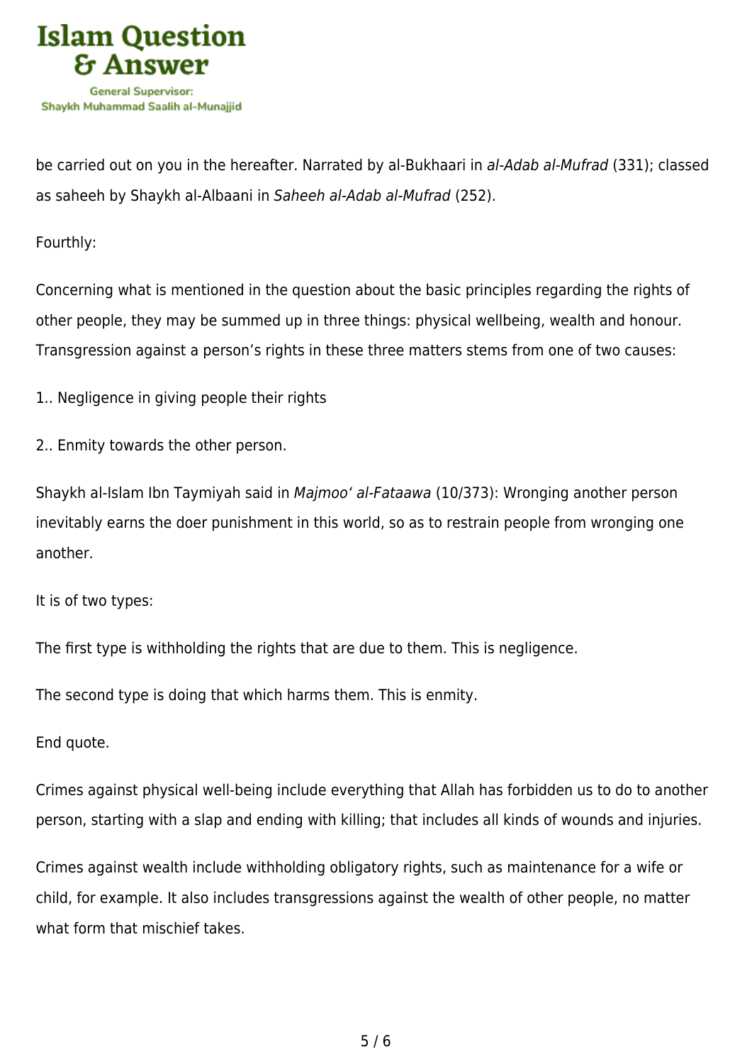be carried out on you in the hereafter. Narrated by al-Bukhaari in *al-Adab al-Mufrad* (331); classed as saheeh by Shaykh al-Albaani in *Saheeh al-Adab al-Mufrad* (252).

Fourthly:

Concerning what is mentioned in the question about the basic principles regarding the rights of other people, they may be summed up in three things: physical wellbeing, wealth and honour. Transgression against a person's rights in these three matters stems from one of two causes:

1.. Negligence in giving people their rights

2.. Enmity towards the other person.

Shaykh al-Islam Ibn Taymiyah said in *Majmoo' al-Fataawa* (10/373): Wronging another person inevitably earns the doer punishment in this world, so as to restrain people from wronging one another.

It is of two types:

The first type is withholding the rights that are due to them. This is negligence.

The second type is doing that which harms them. This is enmity.

End quote.

Crimes against physical well-being include everything that Allah has forbidden us to do to another person, starting with a slap and ending with killing; that includes all kinds of wounds and injuries.

Crimes against wealth include withholding obligatory rights, such as maintenance for a wife or child, for example. It also includes transgressions against the wealth of other people, no matter what form that mischief takes.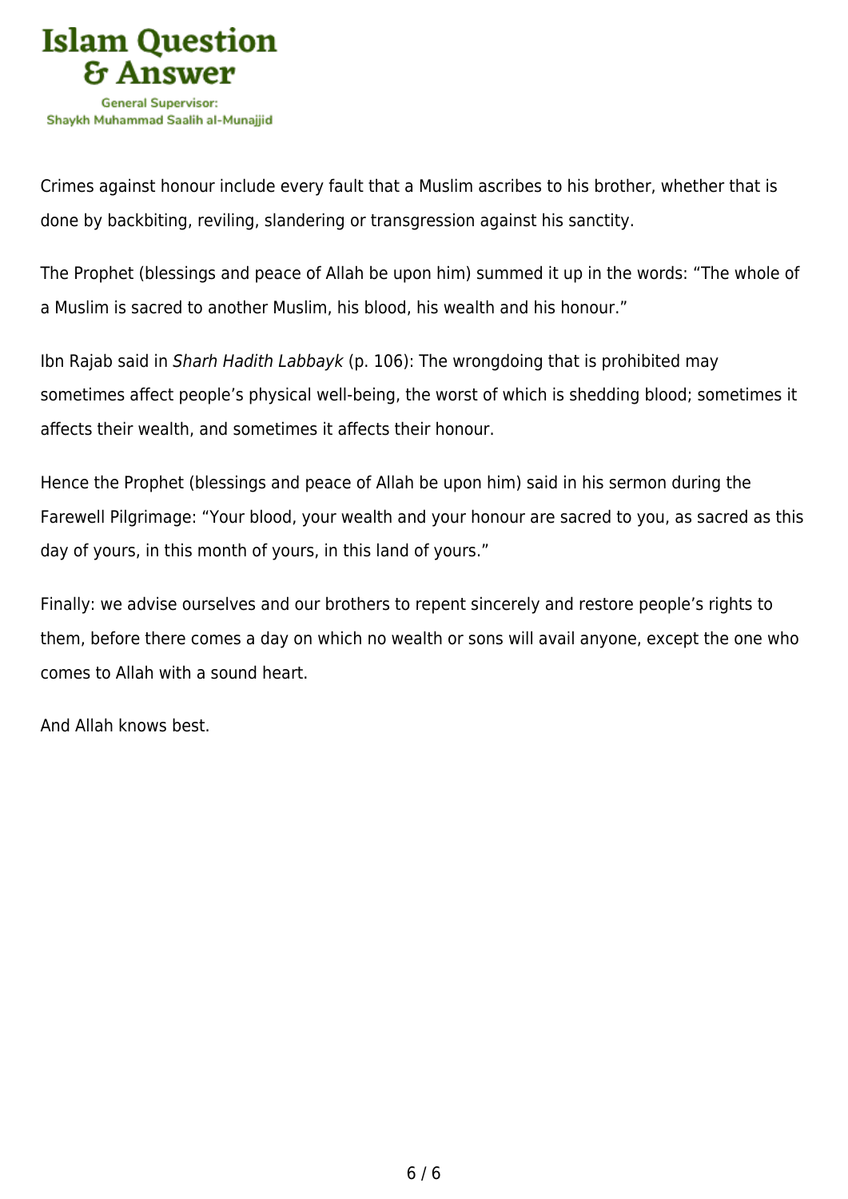Crimes against honour include every fault that a Muslim ascribes to his brother, whether that is done by backbiting, reviling, slandering or transgression against his sanctity.

The Prophet (blessings and peace of Allah be upon him) summed it up in the words: “The whole of a Muslim is sacred to another Muslim, his blood, his wealth and his honour.”

Ibn Rajab said in *Sharh Hadith Labbayk* (p. 106): The wrongdoing that is prohibited may sometimes affect people’s physical well-being, the worst of which is shedding blood; sometimes it affects their wealth, and sometimes it affects their honour.

Hence the Prophet (blessings and peace of Allah be upon him) said in his sermon during the Farewell Pilgrimage: “Your blood, your wealth and your honour are sacred to you, as sacred as this day of yours, in this month of yours, in this land of yours.”

Finally: we advise ourselves and our brothers to repent sincerely and restore people’s rights to them, before there comes a day on which no wealth or sons will avail anyone, except the one who comes to Allah with a sound heart.

And Allah knows best.